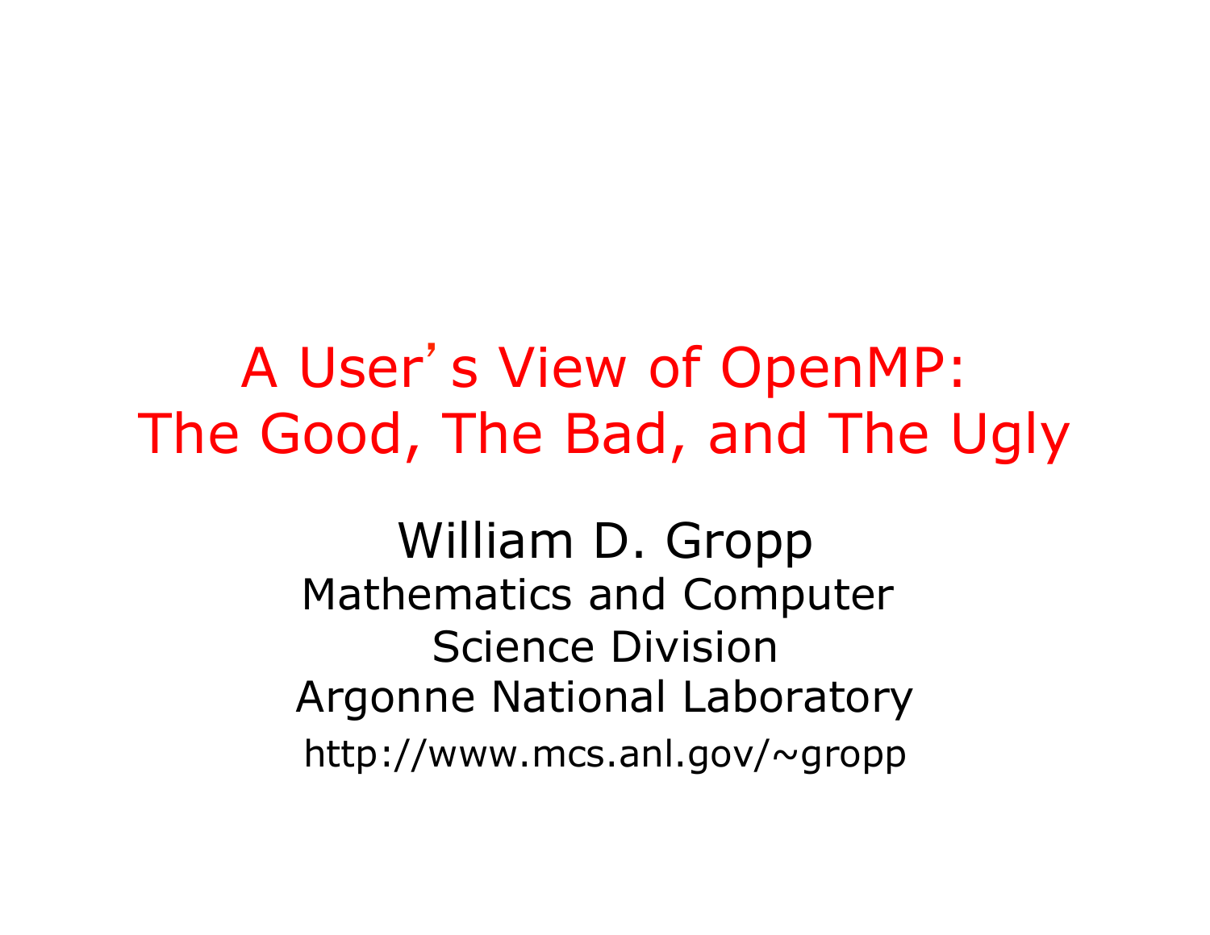# A User's View of OpenMP: The Good, The Bad, and The Ugly

William D. Gropp

Mathematics and Computer Science Division

Argonne National Laboratory

http://www.mcs.anl.gov/~gropp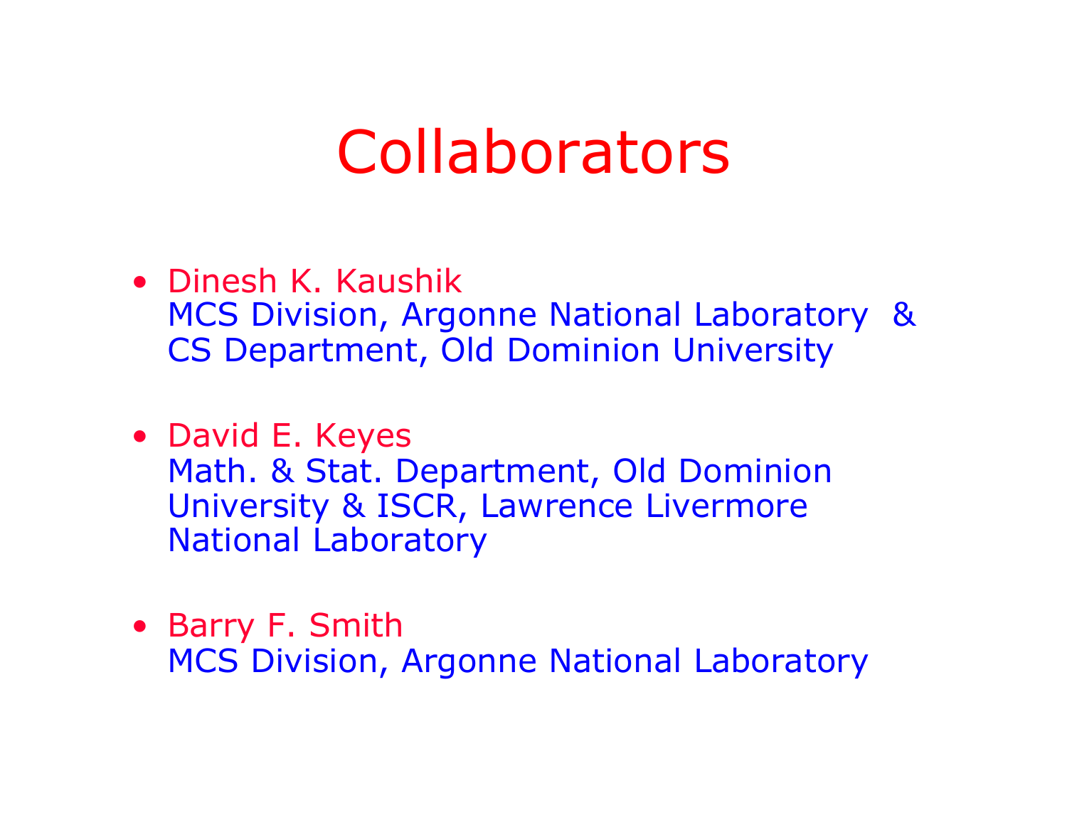# Collaborators

- Dinesh K. Kaushik
  MCS Division, Argonne National Laboratory &
  CS Department, Old Dominion University

- David E. Keyes
  Math. & Stat. Department, Old Dominion University & ISCR, Lawrence Livermore National Laboratory

- Barry F. Smith
  MCS Division, Argonne National Laboratory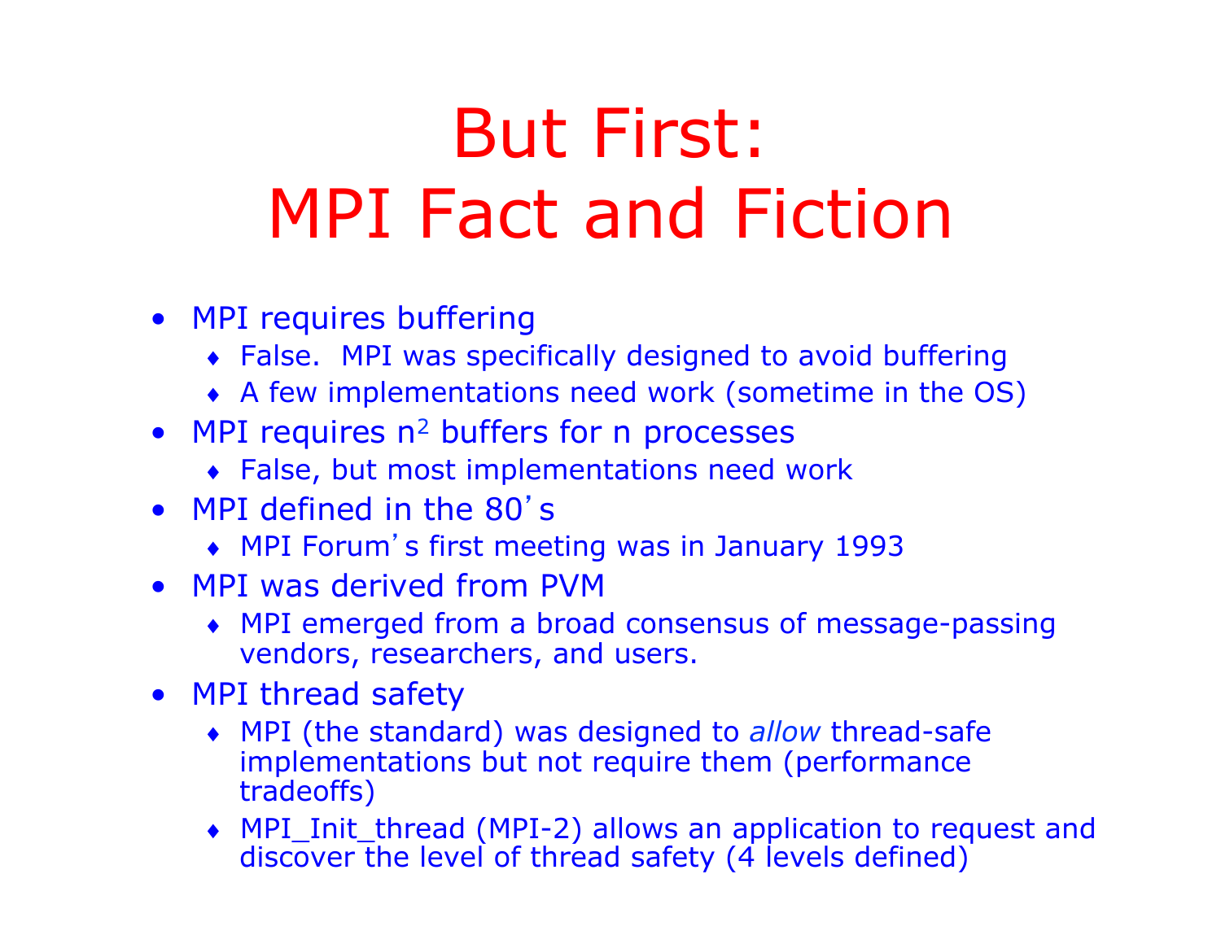# But First:
# MPI Fact and Fiction

- MPI requires buffering
  - False.  MPI was specifically designed to avoid buffering
  - A few implementations need work (sometime in the OS)
- MPI requires $n^2$ buffers for n processes
  - False, but most implementations need work
- MPI defined in the 80's
  - MPI Forum's first meeting was in January 1993
- MPI was derived from PVM
  - MPI emerged from a broad consensus of message-passing vendors, researchers, and users.
- MPI thread safety
  - MPI (the standard) was designed to *allow* thread-safe implementations but not require them (performance tradeoffs)
  - MPI_Init_thread (MPI-2) allows an application to request and discover the level of thread safety (4 levels defined)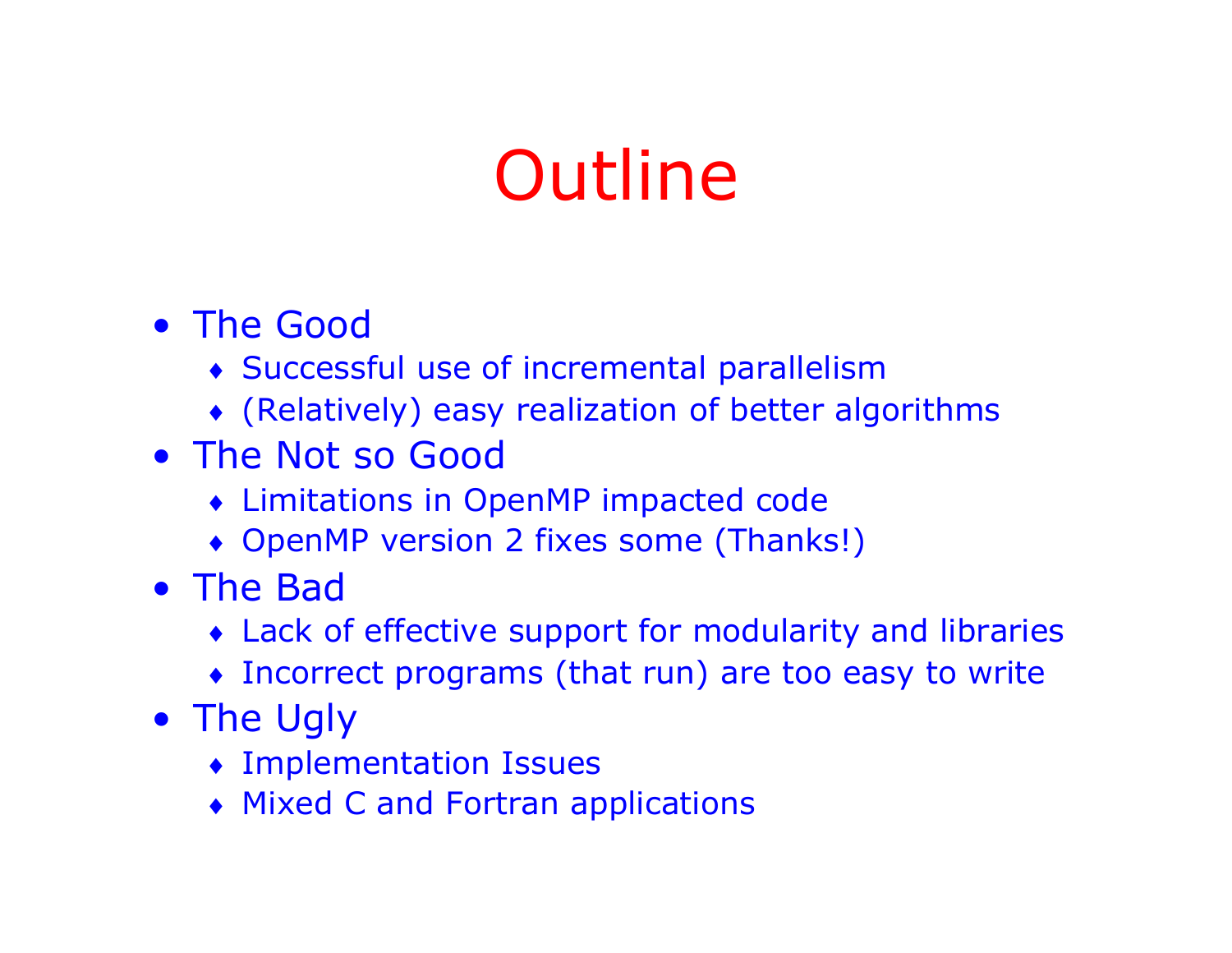# Outline

- The Good
  - Successful use of incremental parallelism
  - (Relatively) easy realization of better algorithms
- The Not so Good
  - Limitations in OpenMP impacted code
  - OpenMP version 2 fixes some (Thanks!)
- The Bad
  - Lack of effective support for modularity and libraries
  - Incorrect programs (that run) are too easy to write
- The Ugly
  - Implementation Issues
  - Mixed C and Fortran applications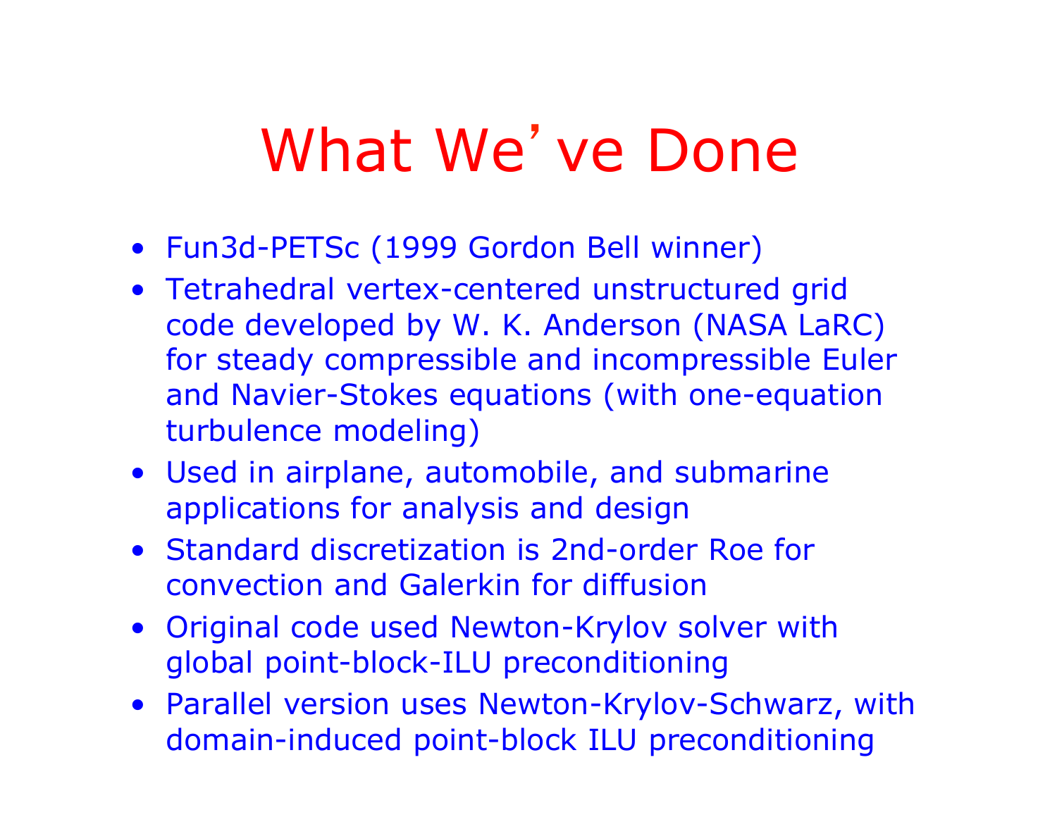# What We've Done

- Fun3d-PETSc (1999 Gordon Bell winner)
- Tetrahedral vertex-centered unstructured grid code developed by W. K. Anderson (NASA LaRC) for steady compressible and incompressible Euler and Navier-Stokes equations (with one-equation turbulence modeling)
- Used in airplane, automobile, and submarine applications for analysis and design
- Standard discretization is 2nd-order Roe for convection and Galerkin for diffusion
- Original code used Newton-Krylov solver with global point-block-ILU preconditioning
- Parallel version uses Newton-Krylov-Schwarz, with domain-induced point-block ILU preconditioning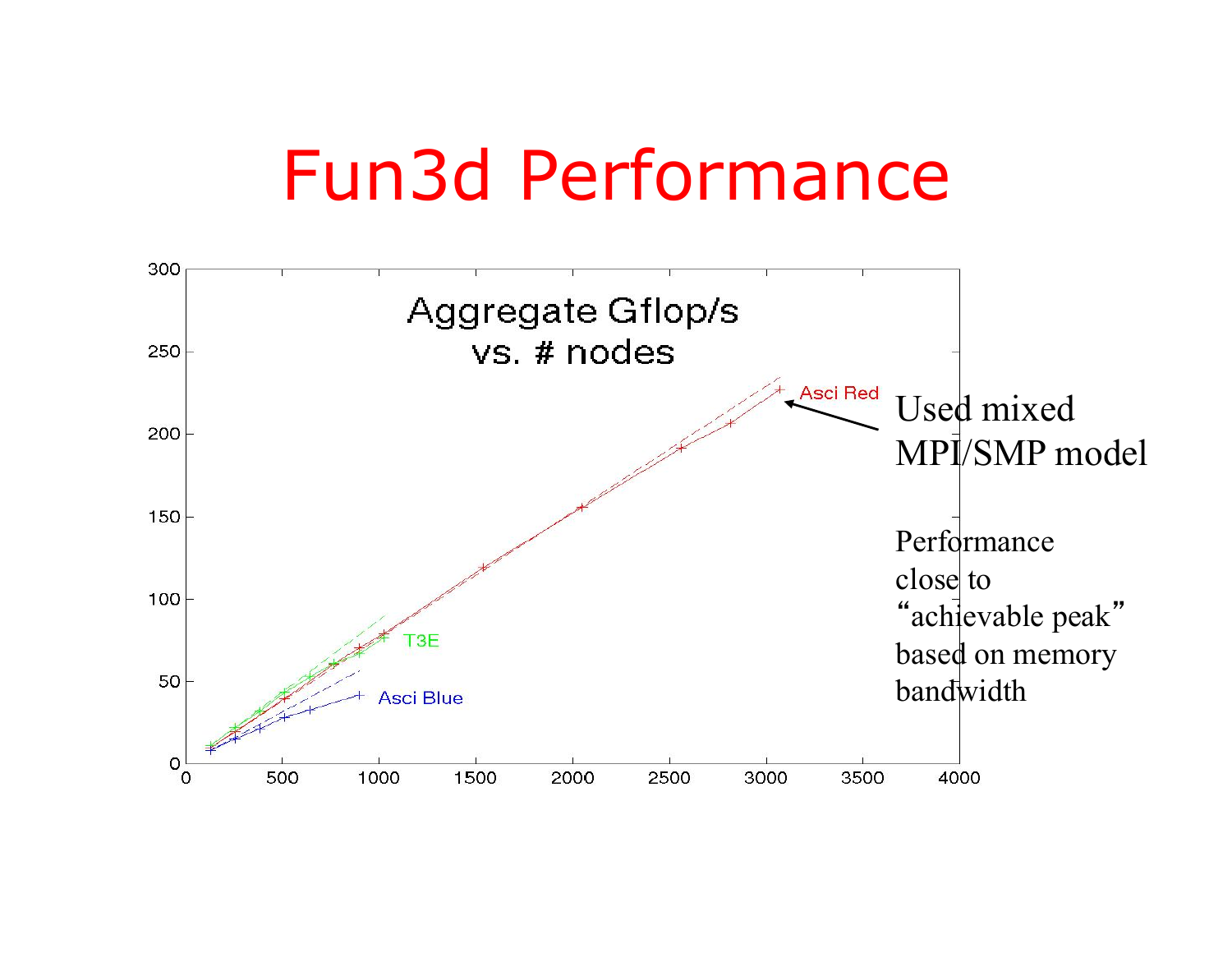# Fun3d Performance

Used mixed MPI/SMP model

Performance close to “achievable peak” based on memory bandwidth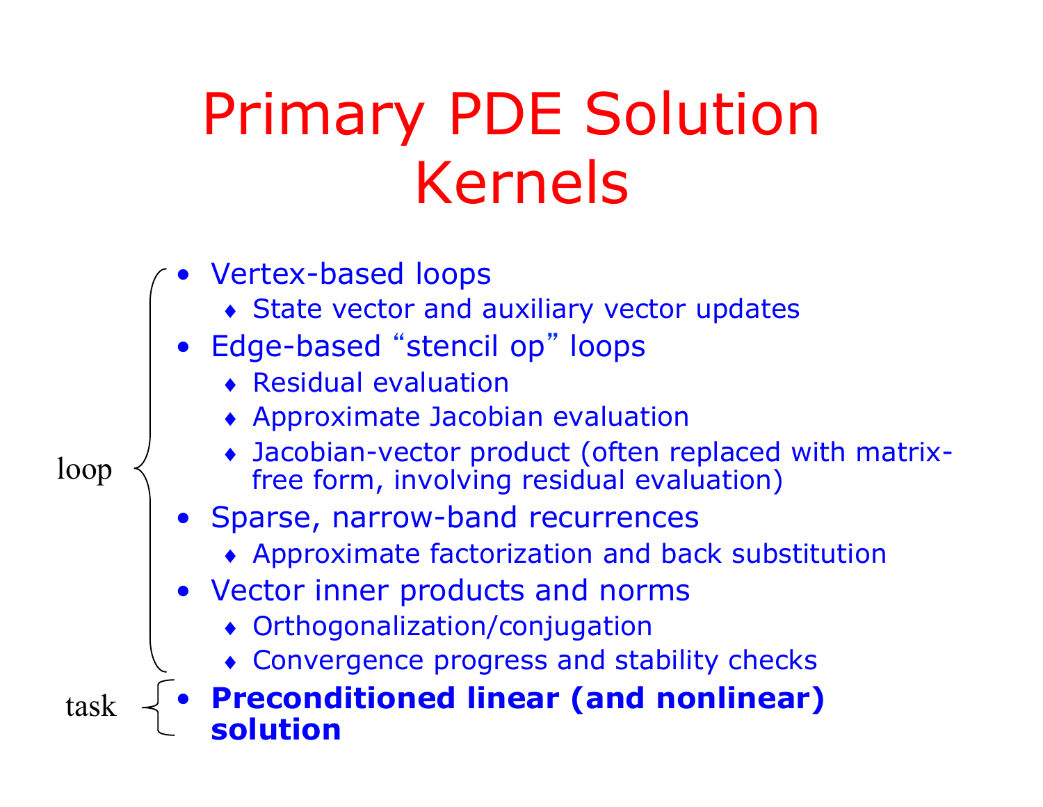# Primary PDE Solution Kernels

loop:

- Vertex-based loops
  - State vector and auxiliary vector updates
- Edge-based "stencil op" loops
  - Residual evaluation
  - Approximate Jacobian evaluation
  - Jacobian-vector product (often replaced with matrix-free form, involving residual evaluation)
- Sparse, narrow-band recurrences
  - Approximate factorization and back substitution
- Vector inner products and norms
  - Orthogonalization/conjugation
  - Convergence progress and stability checks

task:

- **Preconditioned linear (and nonlinear) solution**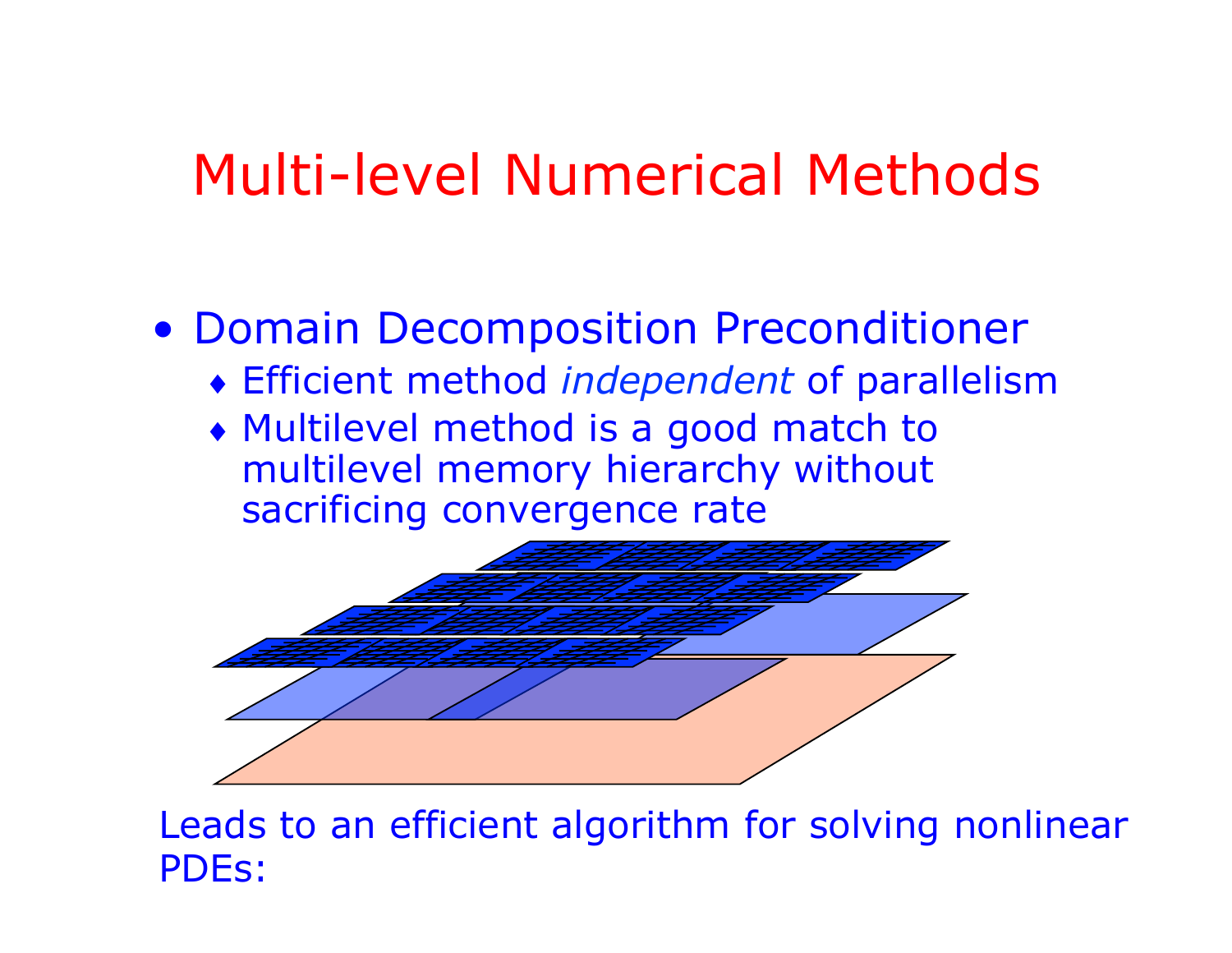# Multi-level Numerical Methods

- Domain Decomposition Preconditioner
  - Efficient method *independent* of parallelism
  - Multilevel method is a good match to multilevel memory hierarchy without sacrificing convergence rate

Leads to an efficient algorithm for solving nonlinear PDEs: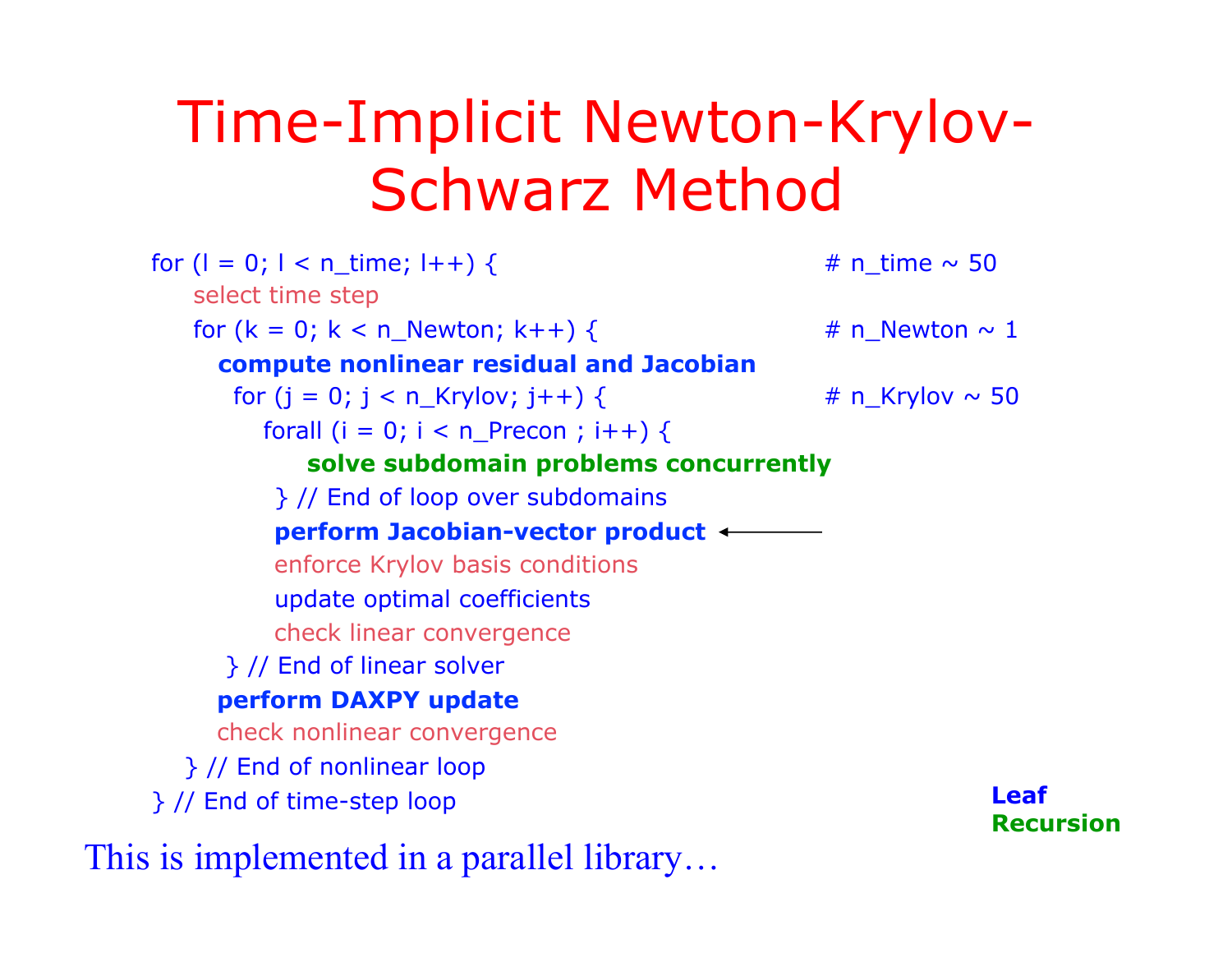# Time-Implicit Newton-Krylov-Schwarz Method

```
for (l = 0; l < n_time; l++) {                                # n_time ~ 50
    select time step
    for (k = 0; k < n_Newton; k++) {                          # n_Newton ~ 1
      compute nonlinear residual and Jacobian
        for (j = 0; j < n_Krylov; j++) {                      # n_Krylov ~ 50
          forall (i = 0; i < n_Precon ; i++) {
              solve subdomain problems concurrently
           } // End of loop over subdomains
           perform Jacobian-vector product  <----------
           enforce Krylov basis conditions
           update optimal coefficients
           check linear convergence
        } // End of linear solver
      perform DAXPY update
      check nonlinear convergence
   } // End of nonlinear loop
} // End of time-step loop
```

**Leaf**
**Recursion**

This is implemented in a parallel library…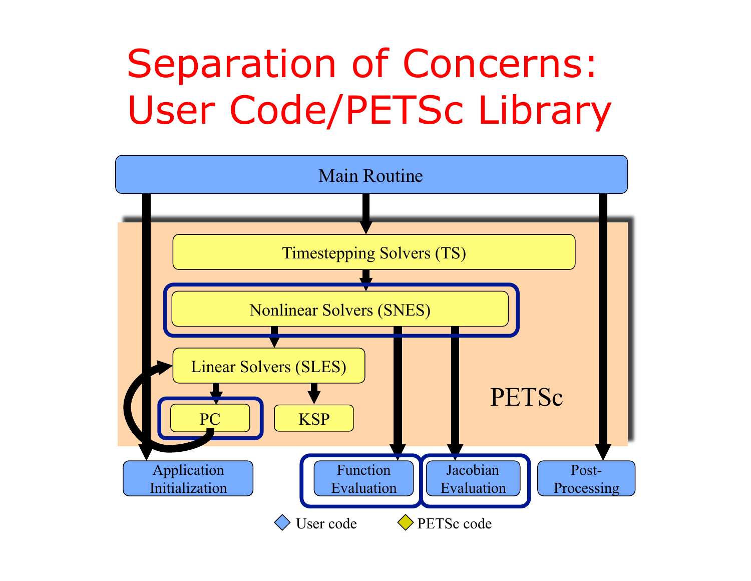# Separation of Concerns: User Code/PETSc Library

Main Routine

Timestepping Solvers (TS)

Nonlinear Solvers (SNES)

Linear Solvers (SLES)

PC

KSP

PETSc

Application Initialization

Function Evaluation

Jacobian Evaluation

Post-Processing

User code

PETSc code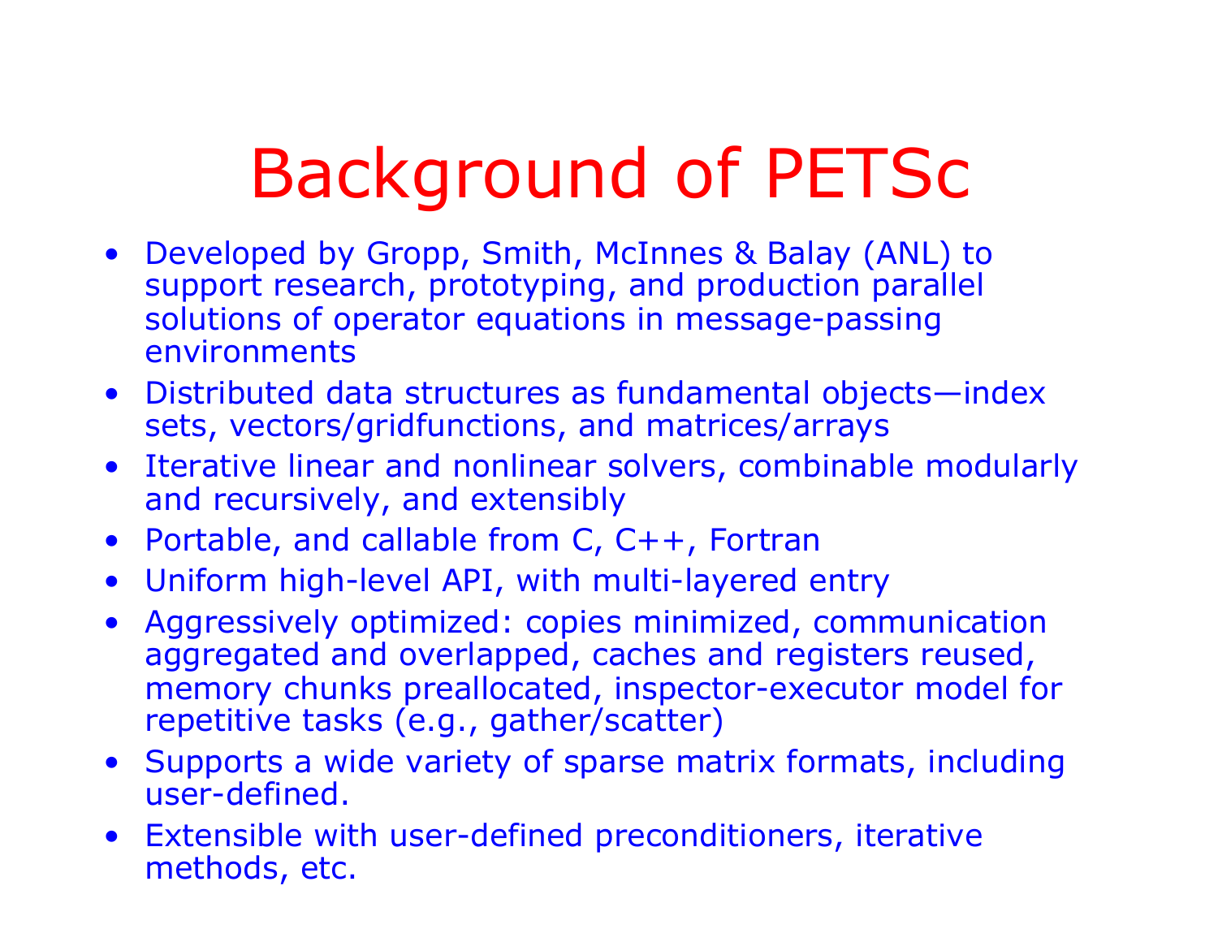# Background of PETSc

- Developed by Gropp, Smith, McInnes & Balay (ANL) to support research, prototyping, and production parallel solutions of operator equations in message-passing environments
- Distributed data structures as fundamental objects—index sets, vectors/gridfunctions, and matrices/arrays
- Iterative linear and nonlinear solvers, combinable modularly and recursively, and extensibly
- Portable, and callable from C, C++, Fortran
- Uniform high-level API, with multi-layered entry
- Aggressively optimized: copies minimized, communication aggregated and overlapped, caches and registers reused, memory chunks preallocated, inspector-executor model for repetitive tasks (e.g., gather/scatter)
- Supports a wide variety of sparse matrix formats, including user-defined.
- Extensible with user-defined preconditioners, iterative methods, etc.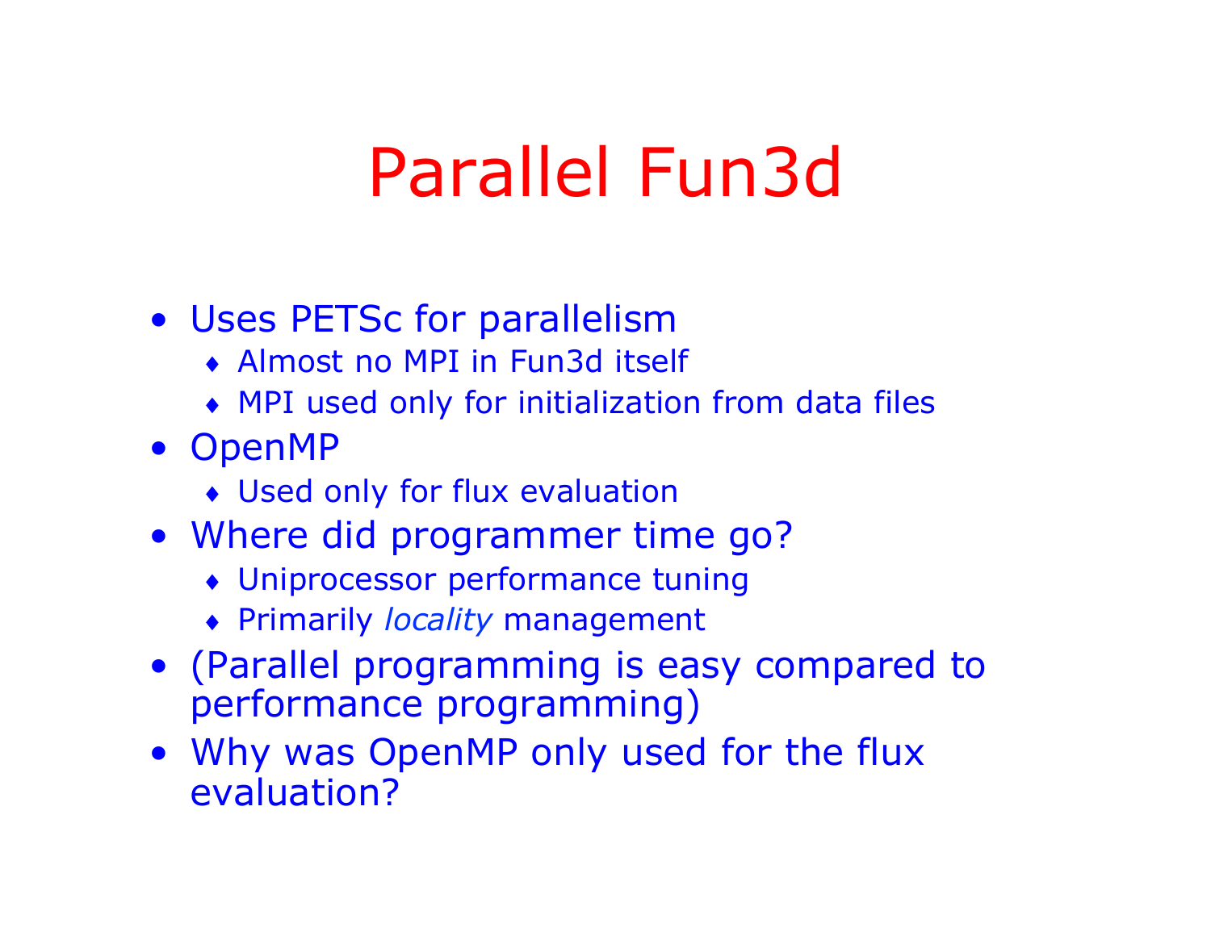# Parallel Fun3d

- Uses PETSc for parallelism
  - Almost no MPI in Fun3d itself
  - MPI used only for initialization from data files
- OpenMP
  - Used only for flux evaluation
- Where did programmer time go?
  - Uniprocessor performance tuning
  - Primarily *locality* management
- (Parallel programming is easy compared to performance programming)
- Why was OpenMP only used for the flux evaluation?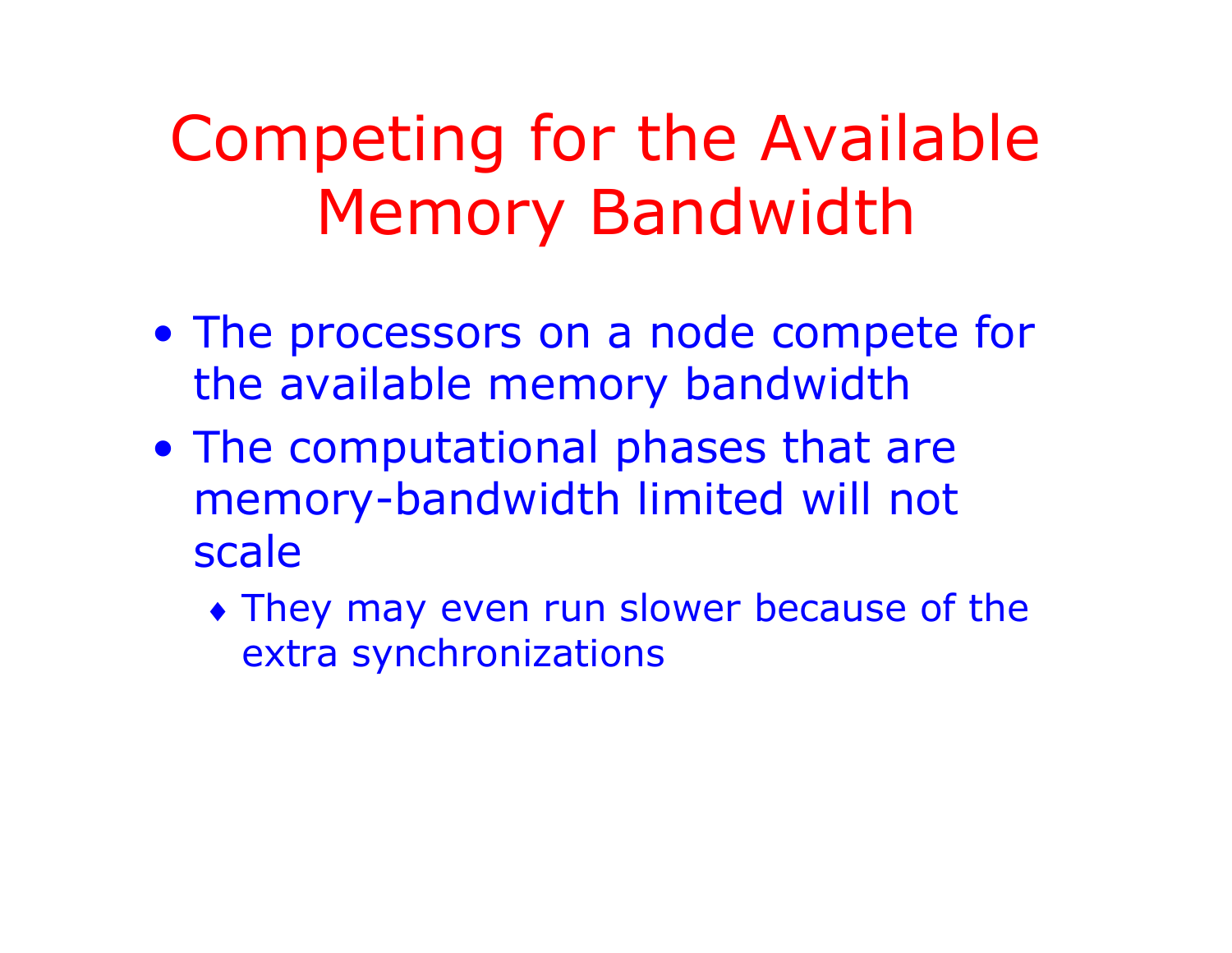# Competing for the Available Memory Bandwidth

- The processors on a node compete for the available memory bandwidth
- The computational phases that are memory-bandwidth limited will not scale
  - They may even run slower because of the extra synchronizations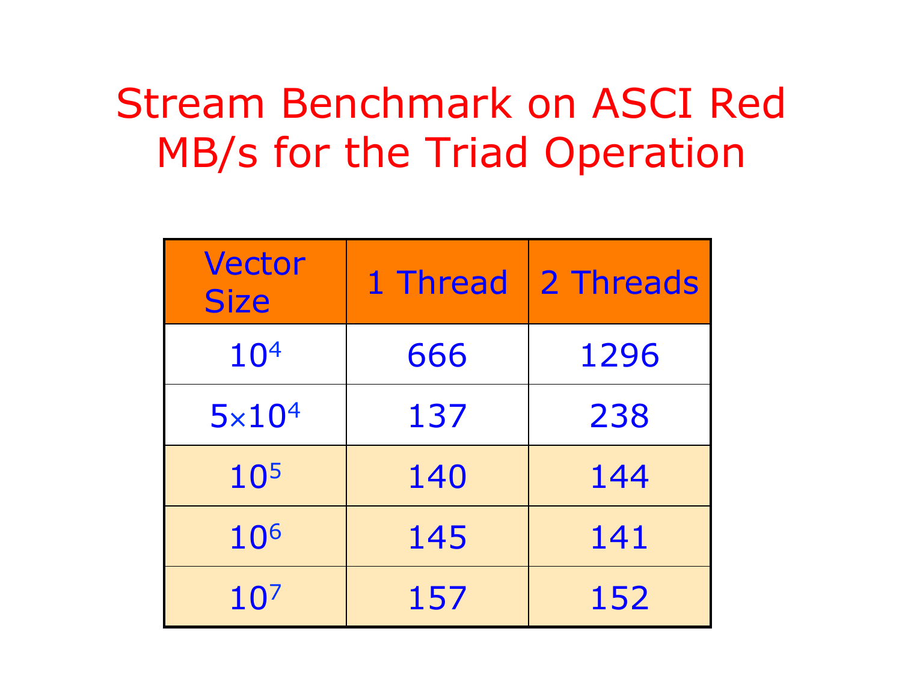# Stream Benchmark on ASCI Red MB/s for the Triad Operation

| Vector Size | 1 Thread | 2 Threads |
|---|---|---|
| $10^4$ | 666 | 1296 |
| $5 \times 10^4$ | 137 | 238 |
| $10^5$ | 140 | 144 |
| $10^6$ | 145 | 141 |
| $10^7$ | 157 | 152 |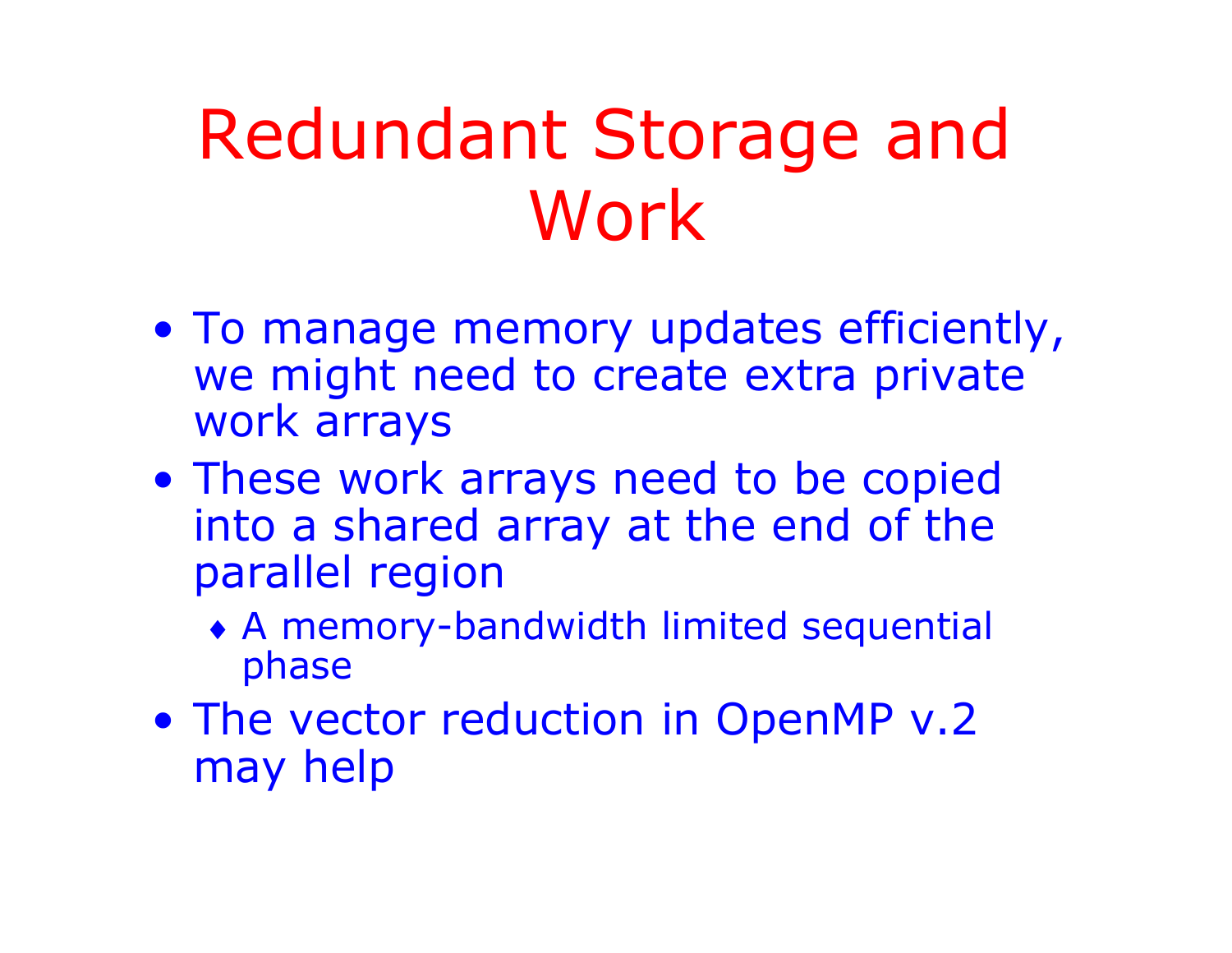# Redundant Storage and Work

- To manage memory updates efficiently, we might need to create extra private work arrays
- These work arrays need to be copied into a shared array at the end of the parallel region
  - A memory-bandwidth limited sequential phase
- The vector reduction in OpenMP v.2 may help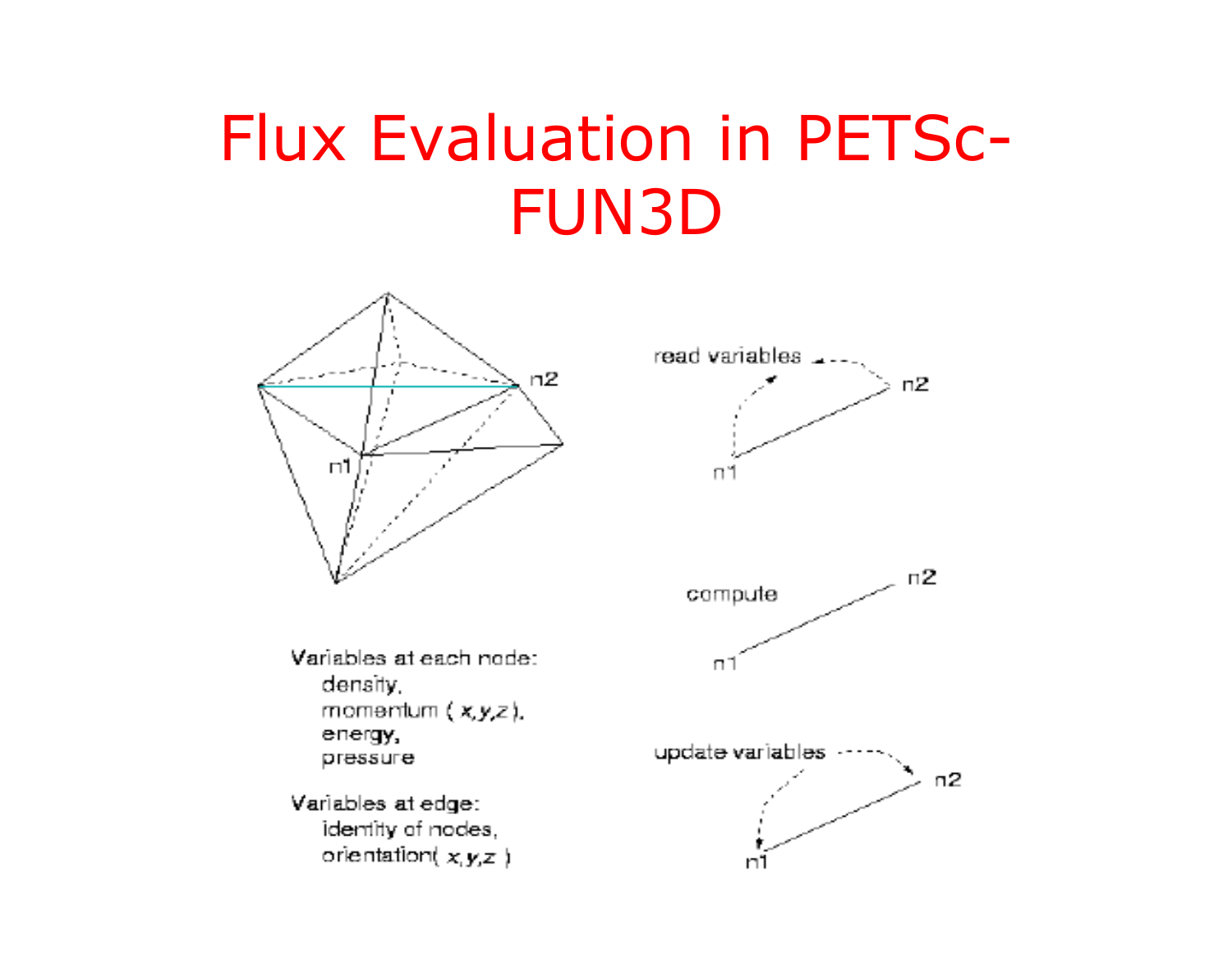# Flux Evaluation in PETSc-FUN3D

Variables at each node:
- density,
- momentum ( *x,y,z* ),
- energy,
- pressure

Variables at edge:
- identity of nodes,
- orientation( *x,y,z* )

read variables

n1 n2

compute

n1 n2

update variables

n1 n2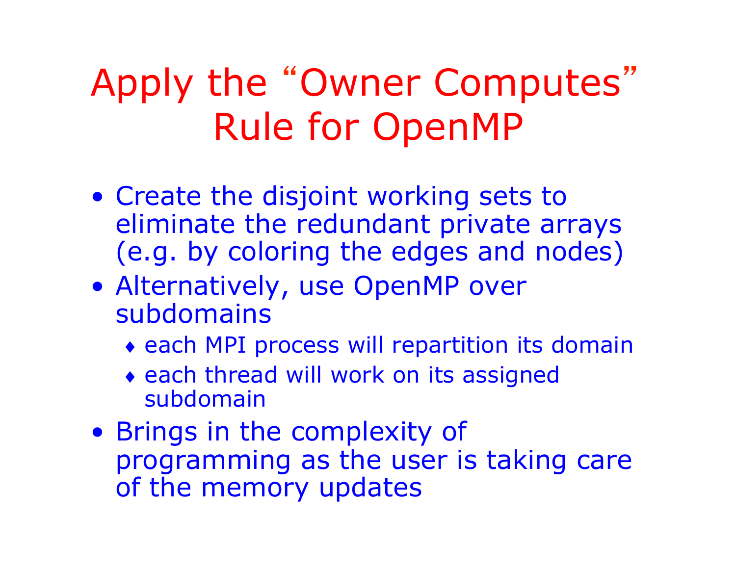# Apply the "Owner Computes" Rule for OpenMP

- Create the disjoint working sets to eliminate the redundant private arrays (e.g. by coloring the edges and nodes)
- Alternatively, use OpenMP over subdomains
  - each MPI process will repartition its domain
  - each thread will work on its assigned subdomain
- Brings in the complexity of programming as the user is taking care of the memory updates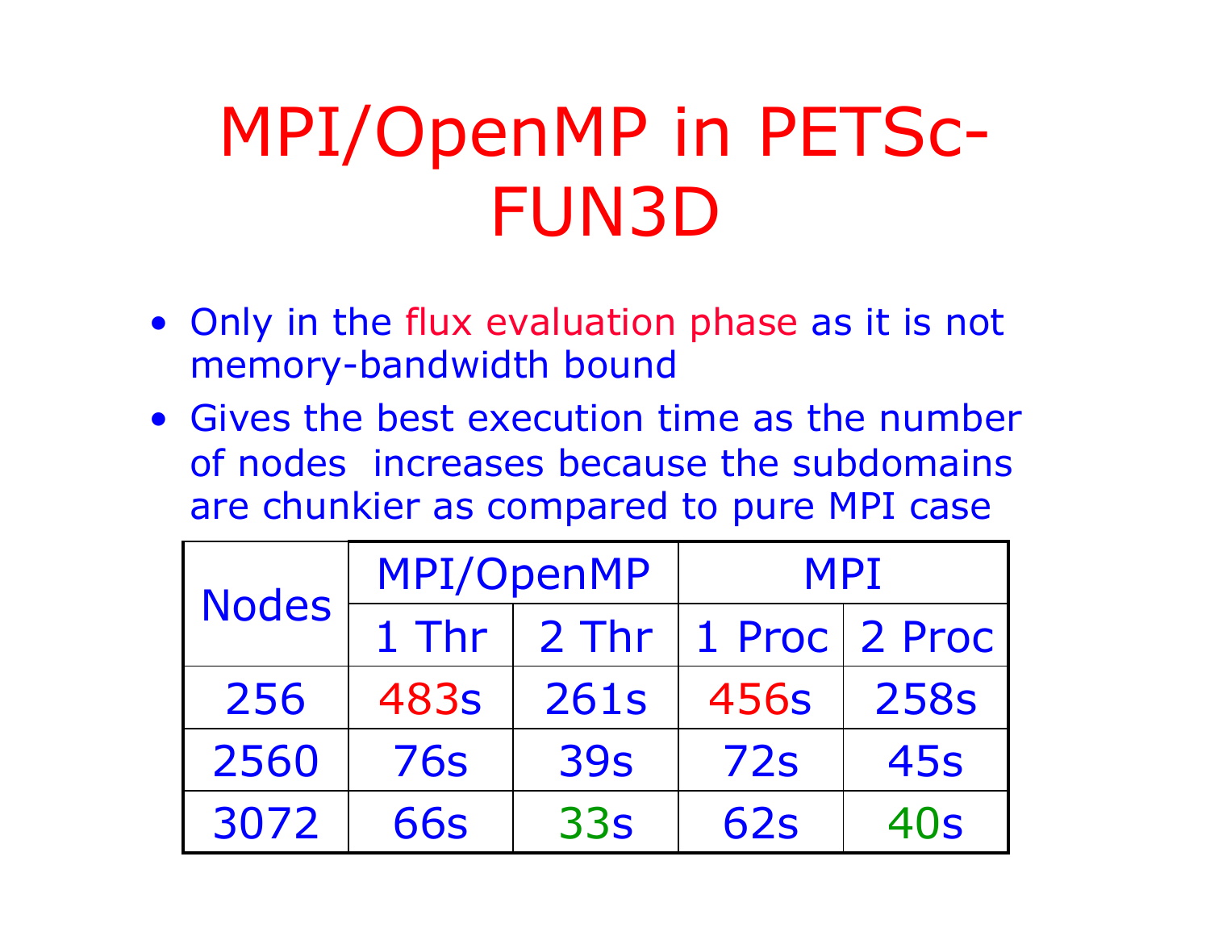# MPI/OpenMP in PETSc-FUN3D

- Only in the flux evaluation phase as it is not memory-bandwidth bound
- Gives the best execution time as the number of nodes increases because the subdomains are chunkier as compared to pure MPI case

| Nodes | MPI/OpenMP | | MPI | |
|---|---|---|---|---|
| | 1 Thr | 2 Thr | 1 Proc | 2 Proc |
| 256 | 483s | 261s | 456s | 258s |
| 2560 | 76s | 39s | 72s | 45s |
| 3072 | 66s | 33s | 62s | 40s |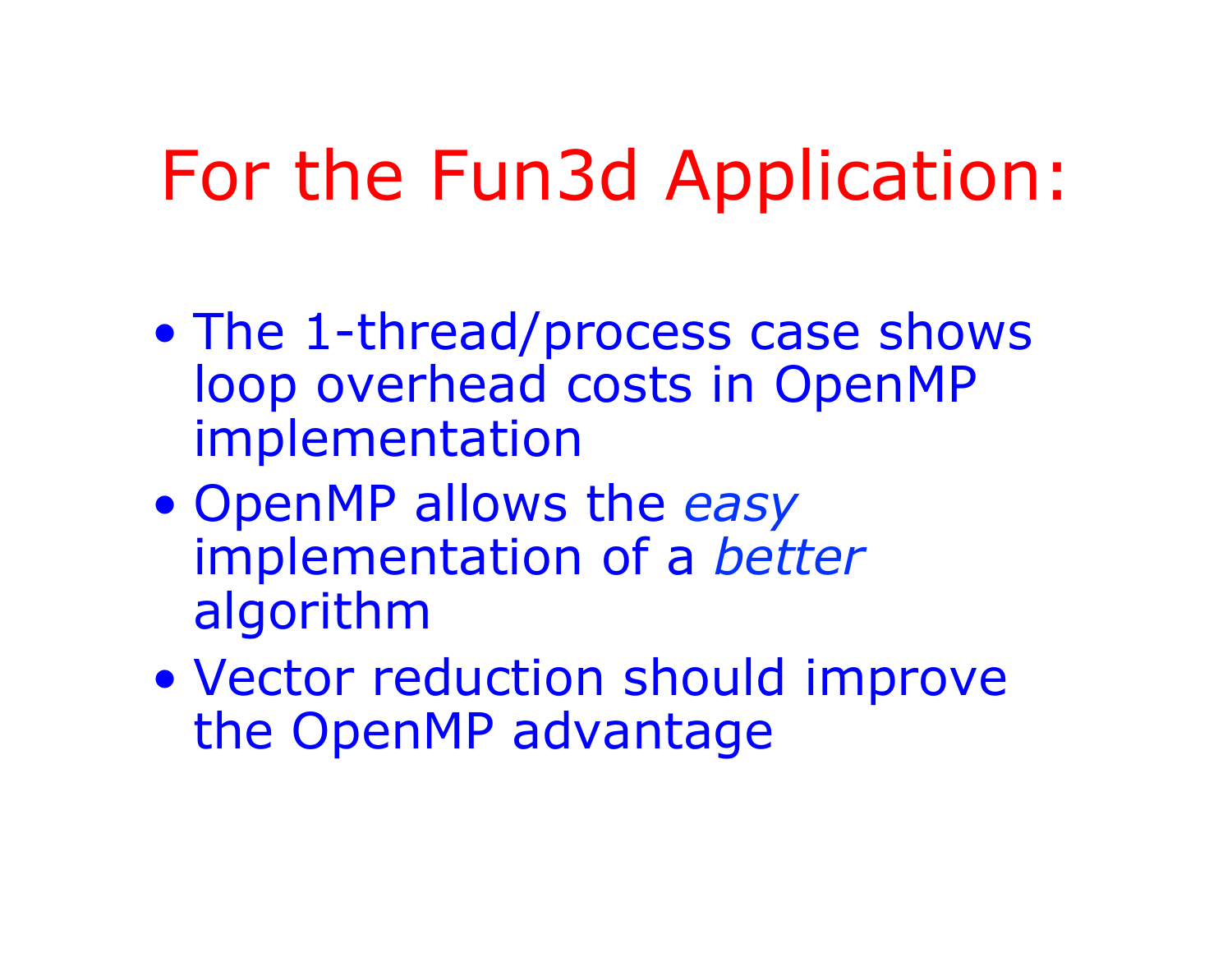# For the Fun3d Application:

- The 1-thread/process case shows loop overhead costs in OpenMP implementation
- OpenMP allows the *easy* implementation of a *better* algorithm
- Vector reduction should improve the OpenMP advantage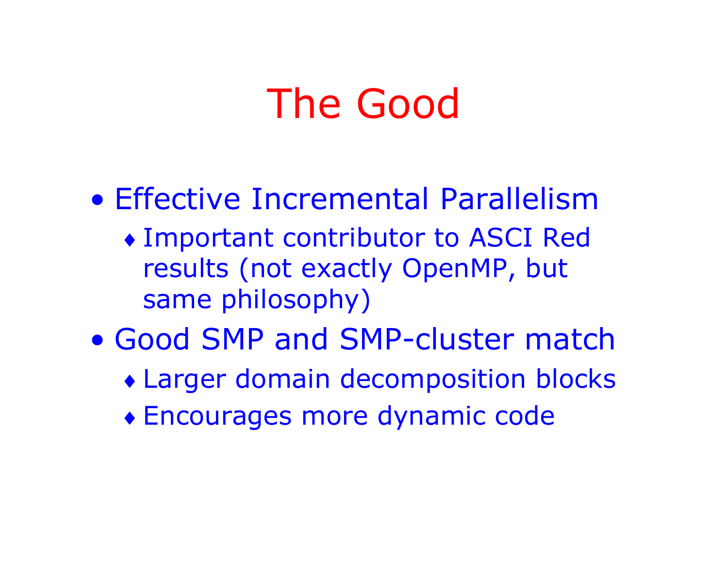# The Good

- Effective Incremental Parallelism
  - Important contributor to ASCI Red results (not exactly OpenMP, but same philosophy)
- Good SMP and SMP-cluster match
  - Larger domain decomposition blocks
  - Encourages more dynamic code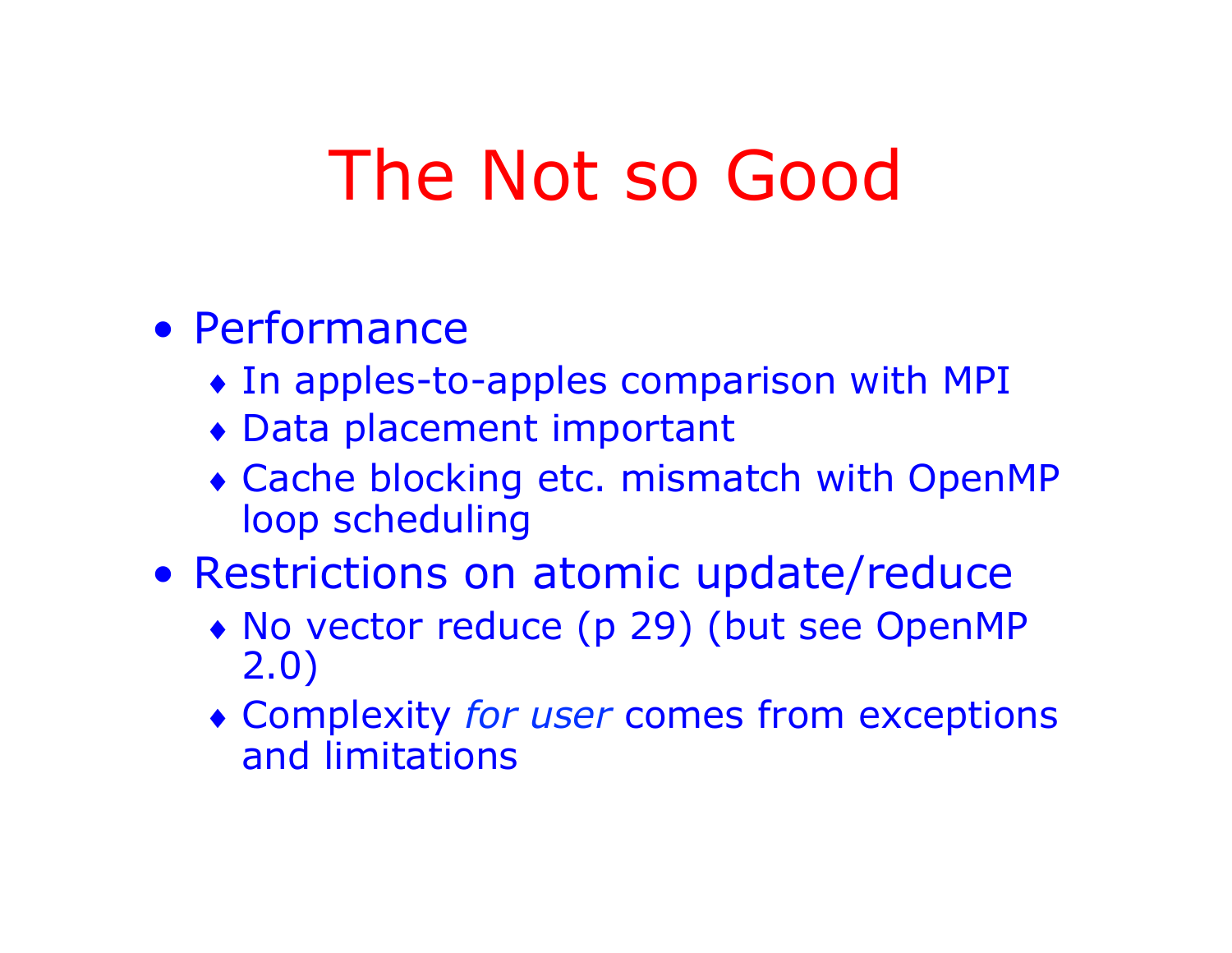# The Not so Good

- Performance
  - In apples-to-apples comparison with MPI
  - Data placement important
  - Cache blocking etc. mismatch with OpenMP loop scheduling
- Restrictions on atomic update/reduce
  - No vector reduce (p 29) (but see OpenMP 2.0)
  - Complexity *for user* comes from exceptions and limitations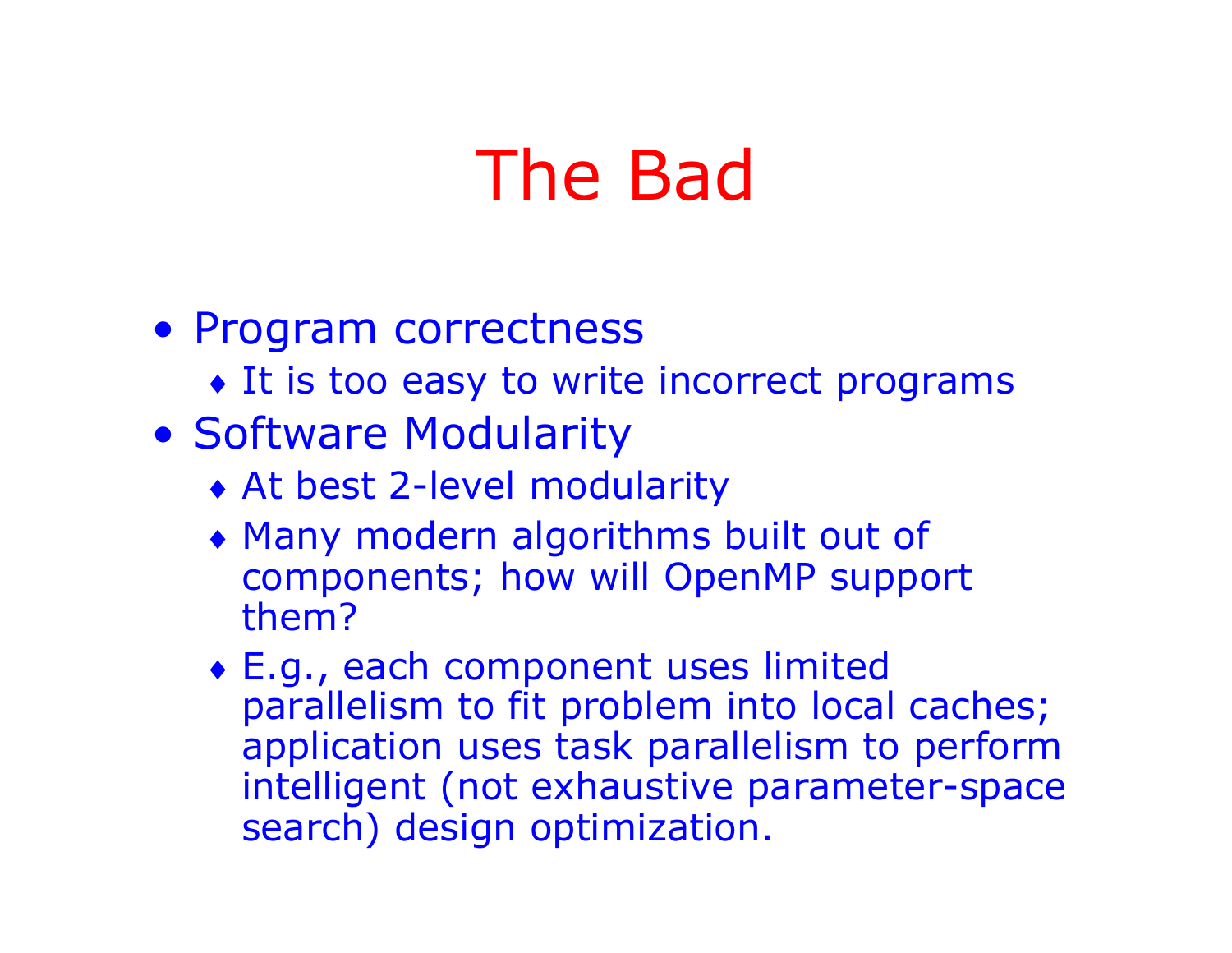# The Bad

- Program correctness
  - It is too easy to write incorrect programs
- Software Modularity
  - At best 2-level modularity
  - Many modern algorithms built out of components; how will OpenMP support them?
  - E.g., each component uses limited parallelism to fit problem into local caches; application uses task parallelism to perform intelligent (not exhaustive parameter-space search) design optimization.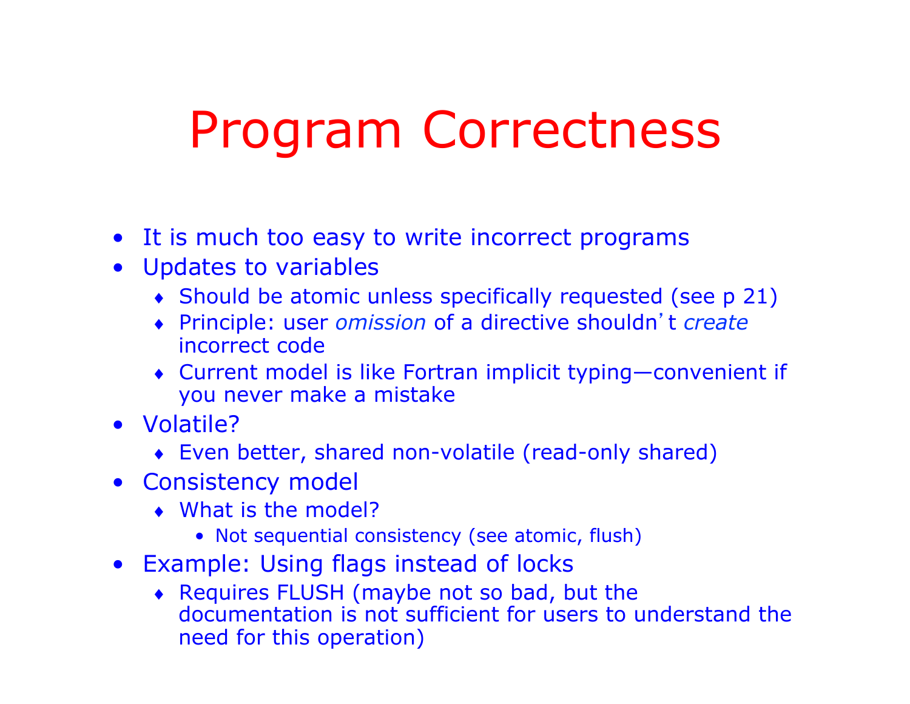# Program Correctness

- It is much too easy to write incorrect programs
- Updates to variables
  - Should be atomic unless specifically requested (see p 21)
  - Principle: user *omission* of a directive shouldn't *create* incorrect code
  - Current model is like Fortran implicit typing—convenient if you never make a mistake
- Volatile?
  - Even better, shared non-volatile (read-only shared)
- Consistency model
  - What is the model?
    - Not sequential consistency (see atomic, flush)
- Example: Using flags instead of locks
  - Requires FLUSH (maybe not so bad, but the documentation is not sufficient for users to understand the need for this operation)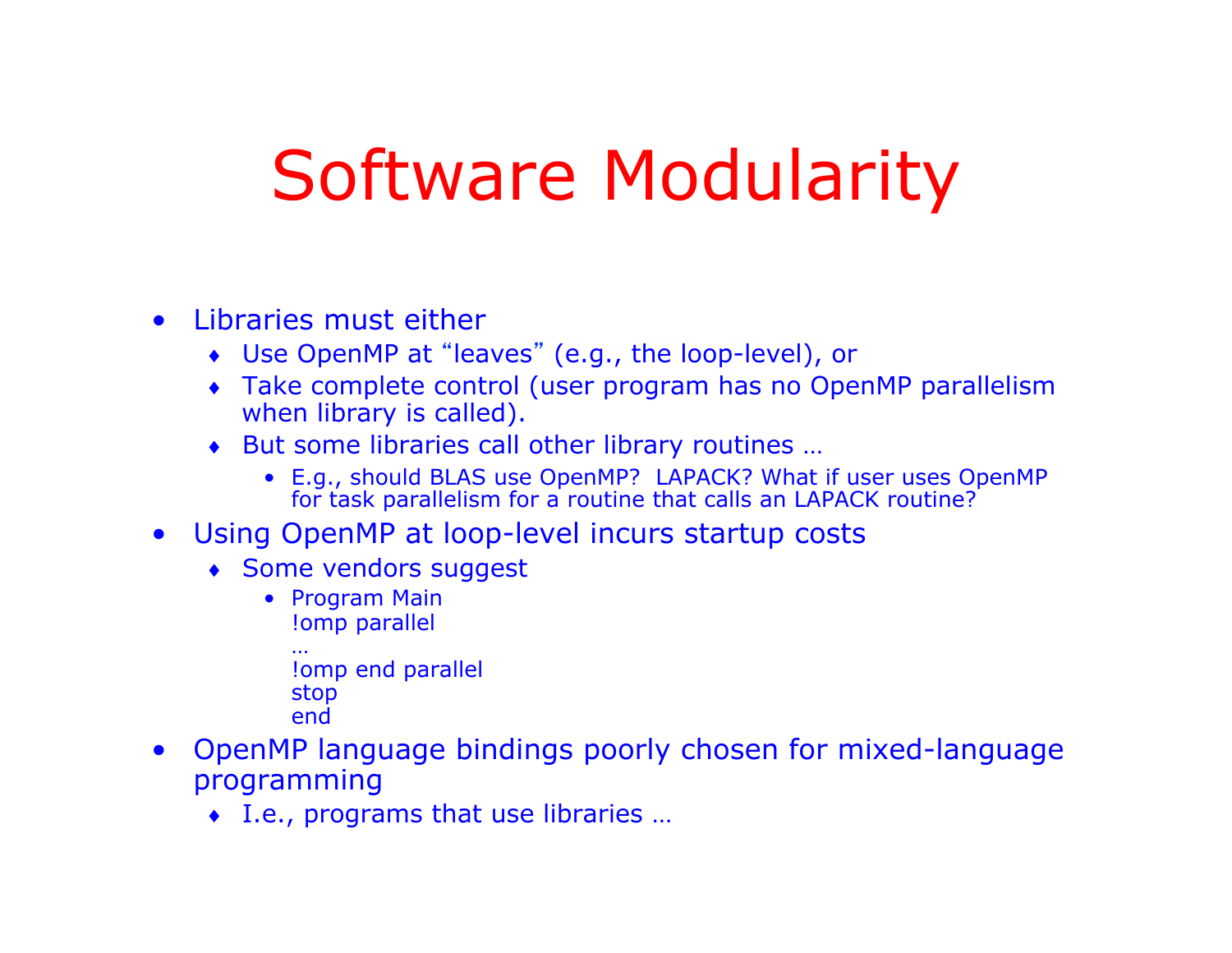# Software Modularity

- Libraries must either
  - Use OpenMP at “leaves” (e.g., the loop-level), or
  - Take complete control (user program has no OpenMP parallelism when library is called).
  - But some libraries call other library routines …
    - E.g., should BLAS use OpenMP?  LAPACK? What if user uses OpenMP for task parallelism for a routine that calls an LAPACK routine?
- Using OpenMP at loop-level incurs startup costs
  - Some vendors suggest
    - Program Main

      ```
      !omp parallel
      …
      !omp end parallel
      stop
      end
      ```
- OpenMP language bindings poorly chosen for mixed-language programming
  - I.e., programs that use libraries …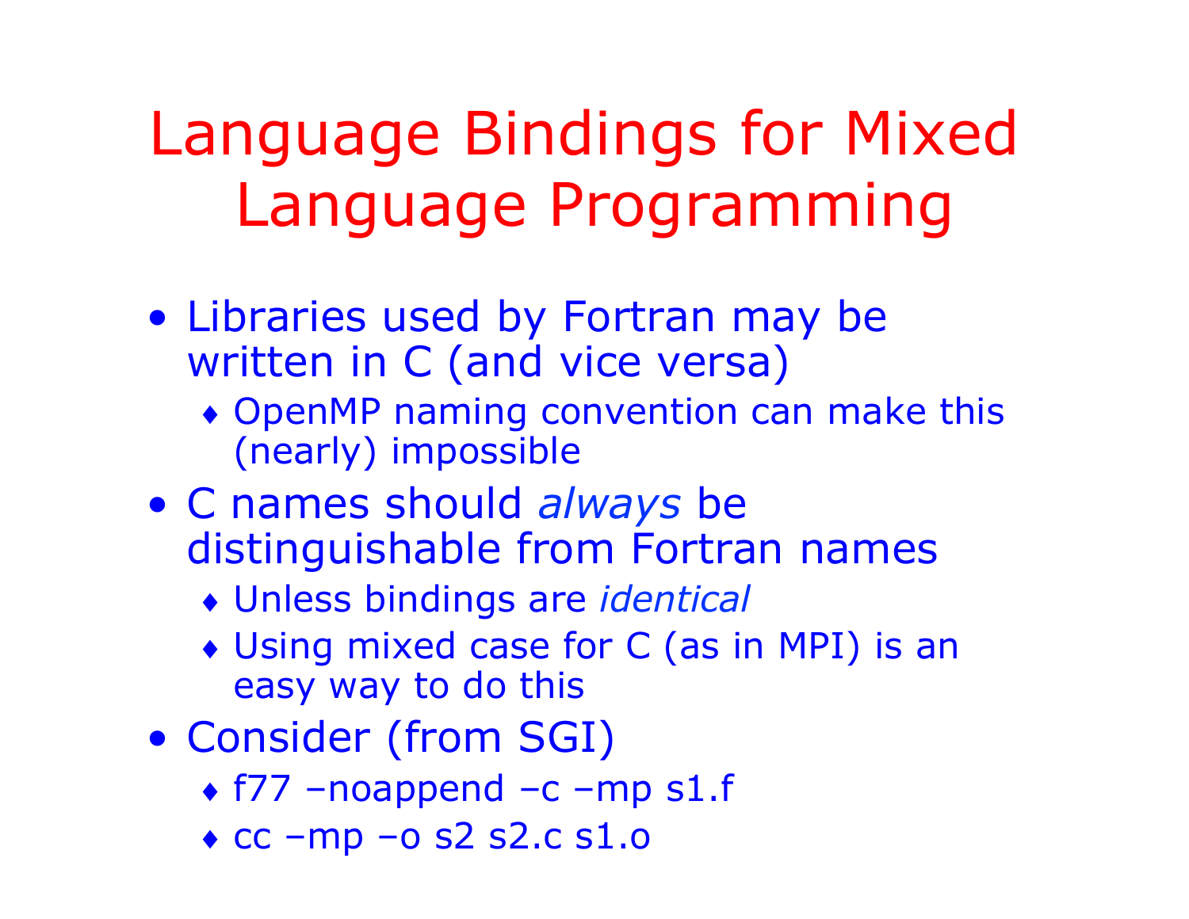# Language Bindings for Mixed Language Programming

- Libraries used by Fortran may be written in C (and vice versa)
  - OpenMP naming convention can make this (nearly) impossible
- C names should *always* be distinguishable from Fortran names
  - Unless bindings are *identical*
  - Using mixed case for C (as in MPI) is an easy way to do this
- Consider (from SGI)
  - f77 –noappend –c –mp s1.f
  - cc –mp –o s2 s2.c s1.o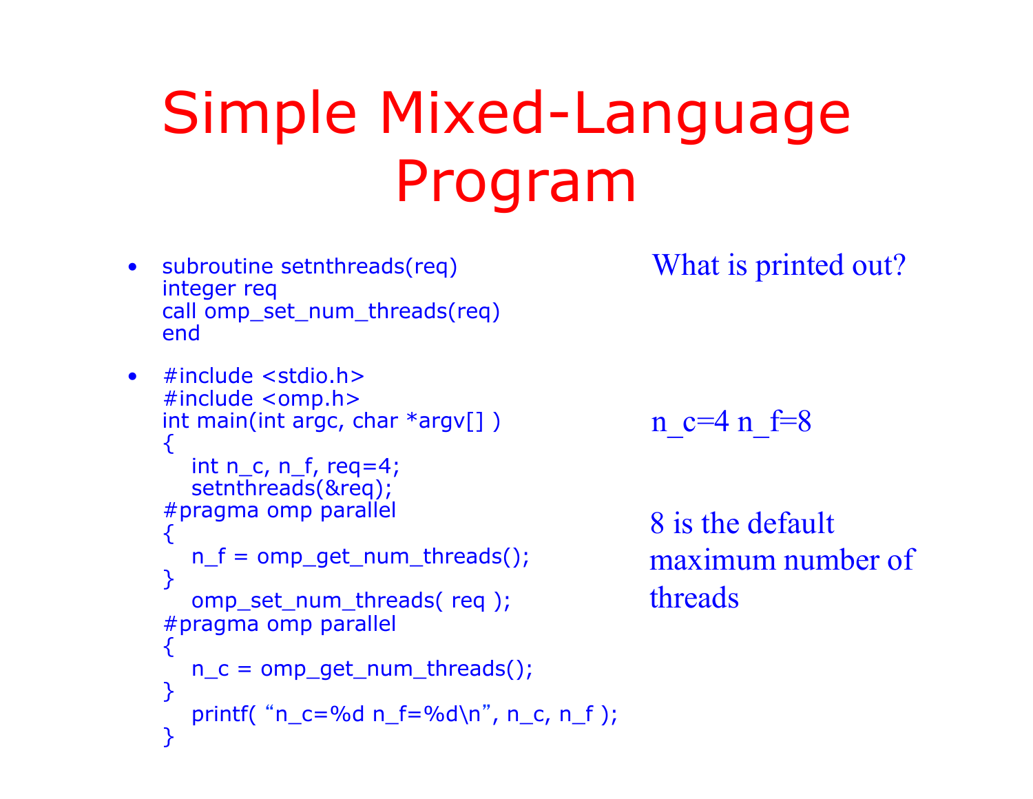# Simple Mixed-Language Program

- ```
  subroutine setnthreads(req)
  integer req
  call omp_set_num_threads(req)
  end
  ```

- ```
  #include <stdio.h>
  #include <omp.h>
  int main(int argc, char *argv[] )
  {
     int n_c, n_f, req=4;
     setnthreads(&req);
  #pragma omp parallel
  {
     n_f = omp_get_num_threads();
  }
     omp_set_num_threads( req );
  #pragma omp parallel
  {
     n_c = omp_get_num_threads();
  }
     printf( “n_c=%d n_f=%d\n”, n_c, n_f );
  }
  ```

What is printed out?

n_c=4 n_f=8

8 is the default maximum number of threads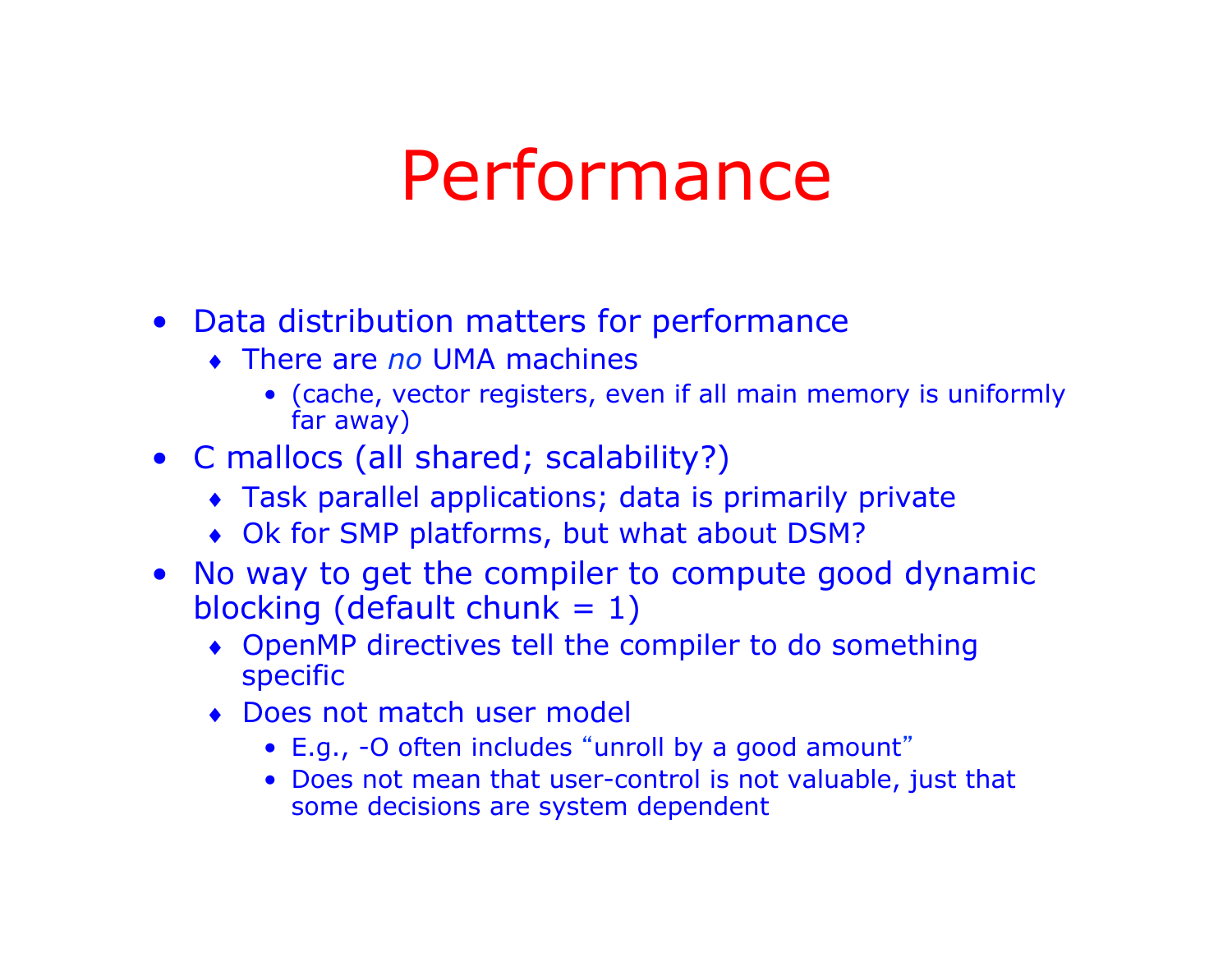# Performance

- Data distribution matters for performance
  - There are *no* UMA machines
    - (cache, vector registers, even if all main memory is uniformly far away)
- C mallocs (all shared; scalability?)
  - Task parallel applications; data is primarily private
  - Ok for SMP platforms, but what about DSM?
- No way to get the compiler to compute good dynamic blocking (default chunk = 1)
  - OpenMP directives tell the compiler to do something specific
  - Does not match user model
    - E.g., -O often includes "unroll by a good amount"
    - Does not mean that user-control is not valuable, just that some decisions are system dependent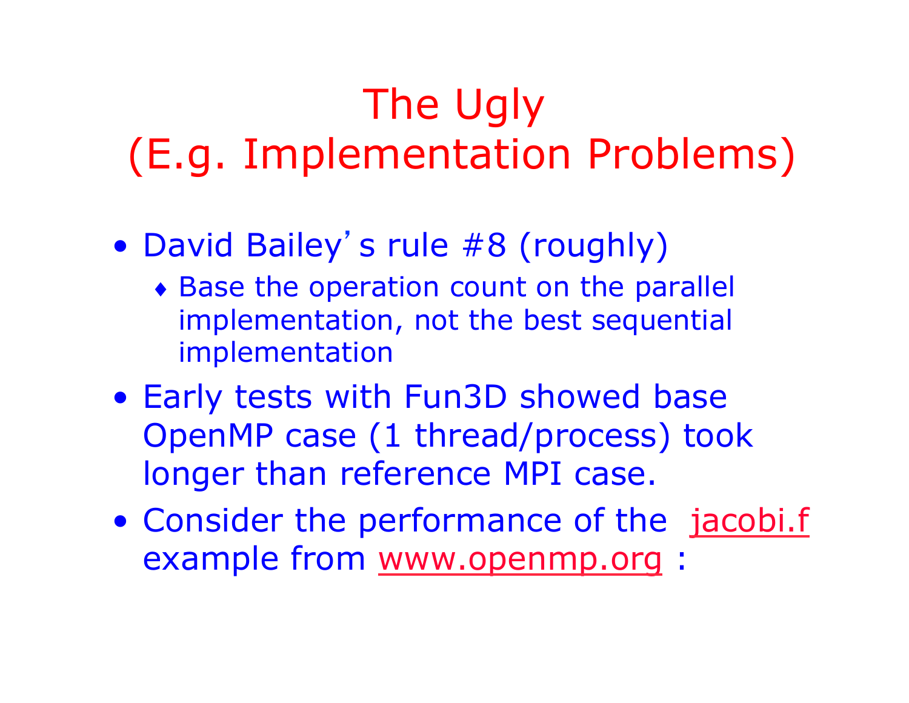# The Ugly
# (E.g. Implementation Problems)

- David Bailey's rule #8 (roughly)
  - Base the operation count on the parallel implementation, not the best sequential implementation
- Early tests with Fun3D showed base OpenMP case (1 thread/process) took longer than reference MPI case.
- Consider the performance of the jacobi.f example from www.openmp.org :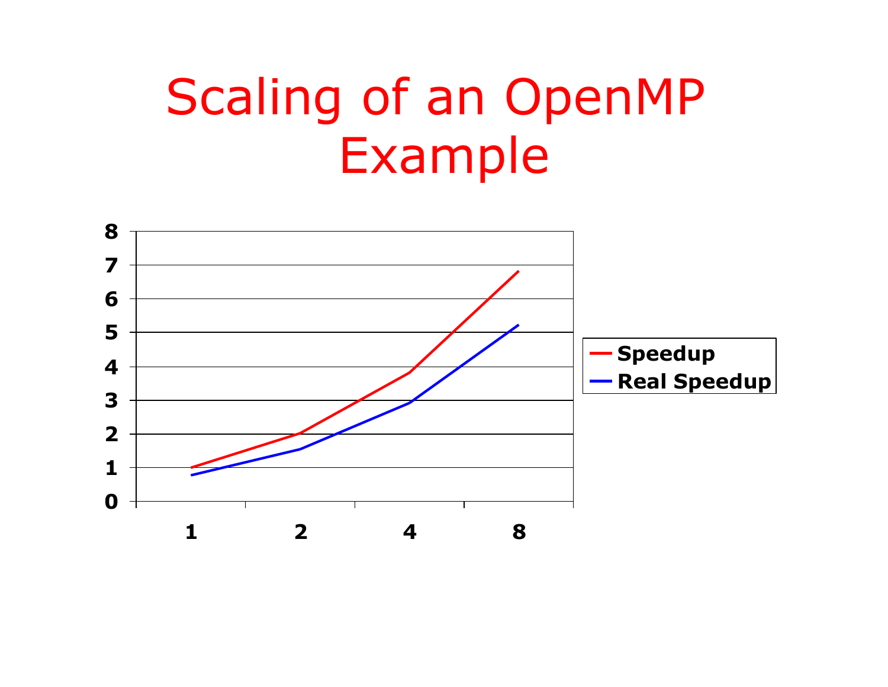# Scaling of an OpenMP Example

| | 1 | 2 | 4 | 8 |
|---|---|---|---|---|
| Speedup | 1 | 2 | 3.8 | 6.8 |
| Real Speedup | 0.8 | 1.55 | 2.95 | 5.2 |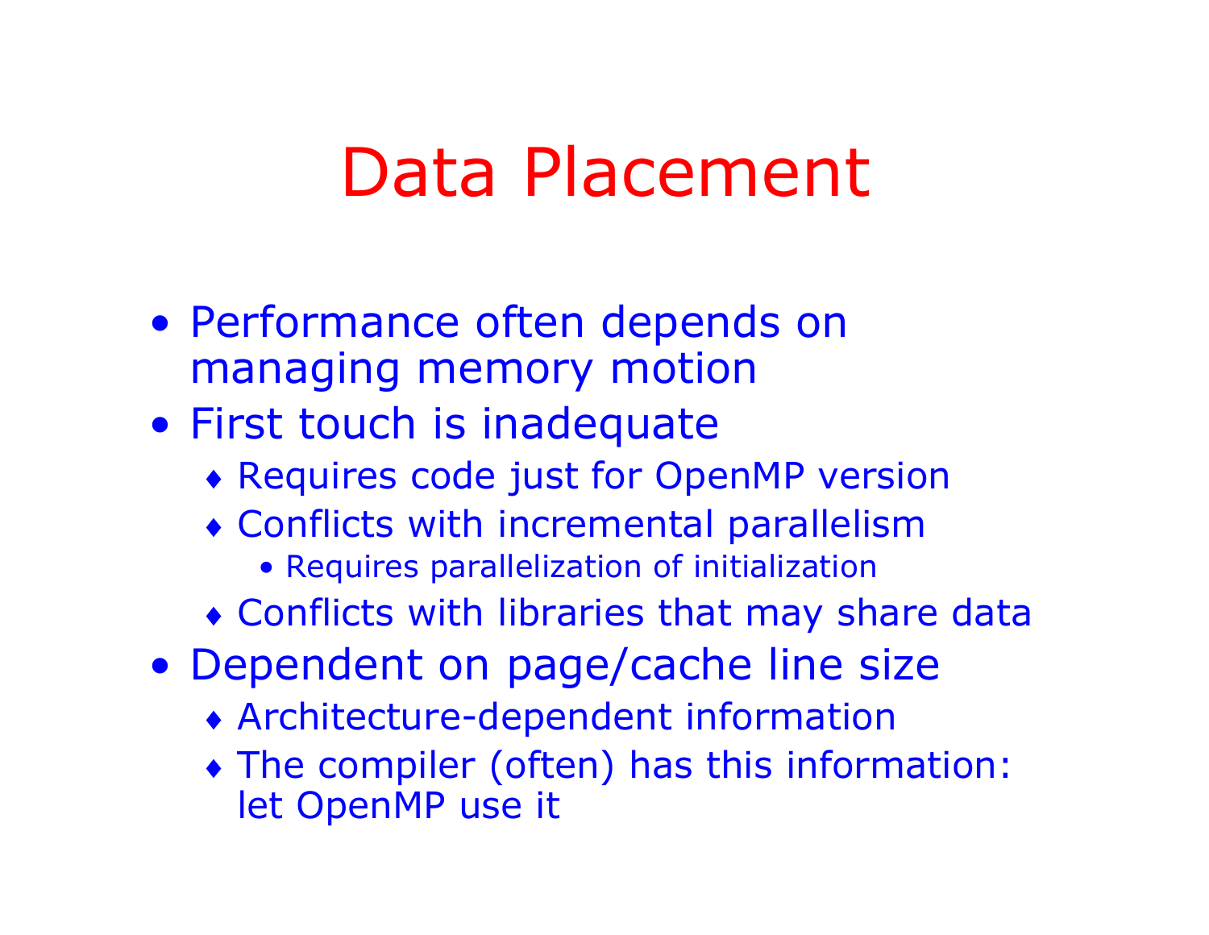# Data Placement

- Performance often depends on managing memory motion
- First touch is inadequate
  - Requires code just for OpenMP version
  - Conflicts with incremental parallelism
    - Requires parallelization of initialization
  - Conflicts with libraries that may share data
- Dependent on page/cache line size
  - Architecture-dependent information
  - The compiler (often) has this information: let OpenMP use it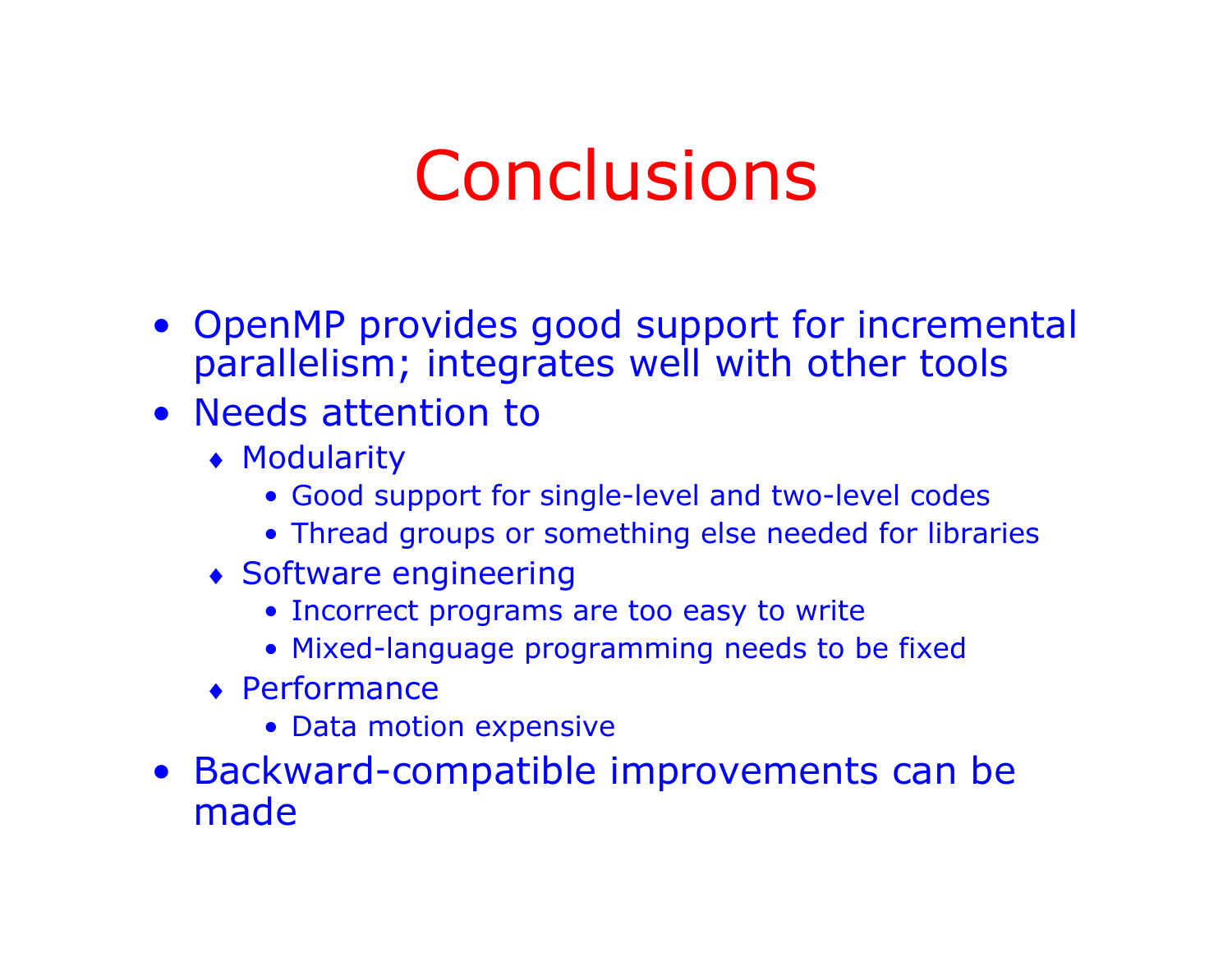# Conclusions

- OpenMP provides good support for incremental parallelism; integrates well with other tools
- Needs attention to
  - Modularity
    - Good support for single-level and two-level codes
    - Thread groups or something else needed for libraries
  - Software engineering
    - Incorrect programs are too easy to write
    - Mixed-language programming needs to be fixed
  - Performance
    - Data motion expensive
- Backward-compatible improvements can be made